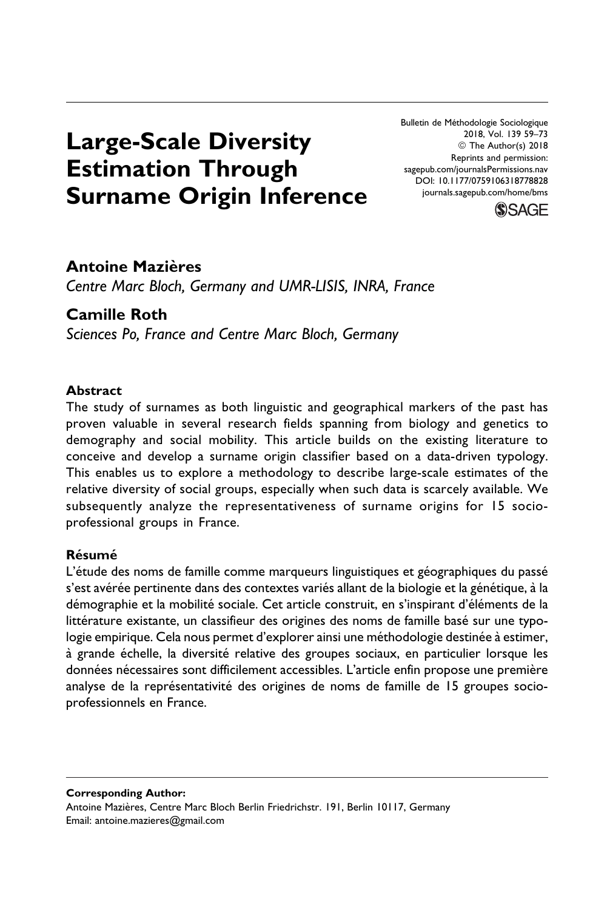# Large-Scale Diversity Estimation Through Surname Origin Inference

Bulletin de Méthodologie Sociologique
2018, Vol. 139 59–73
© The Author(s) 2018
Reprints and permission:
sagepub.com/journalsPermissions.nav
DOI: 10.1177/0759106318778828
journals.sagepub.com/home/bms

**Antoine Mazières**
*Centre Marc Bloch, Germany and UMR-LISIS, INRA, France*

**Camille Roth**
*Sciences Po, France and Centre Marc Bloch, Germany*

### Abstract

The study of surnames as both linguistic and geographical markers of the past has proven valuable in several research fields spanning from biology and genetics to demography and social mobility. This article builds on the existing literature to conceive and develop a surname origin classifier based on a data-driven typology. This enables us to explore a methodology to describe large-scale estimates of the relative diversity of social groups, especially when such data is scarcely available. We subsequently analyze the representativeness of surname origins for 15 socio-professional groups in France.

### Résumé

L'étude des noms de famille comme marqueurs linguistiques et géographiques du passé s'est avérée pertinente dans des contextes variés allant de la biologie et la génétique, à la démographie et la mobilité sociale. Cet article construit, en s'inspirant d'éléments de la littérature existante, un classifieur des origines des noms de famille basé sur une typologie empirique. Cela nous permet d'explorer ainsi une méthodologie destinée à estimer, à grande échelle, la diversité relative des groupes sociaux, en particulier lorsque les données nécessaires sont difficilement accessibles. L'article enfin propose une première analyse de la représentativité des origines de noms de famille de 15 groupes socio-professionnels en France.

---

**Corresponding Author:**
Antoine Mazières, Centre Marc Bloch Berlin Friedrichstr. 191, Berlin 10117, Germany
Email: antoine.mazieres@gmail.com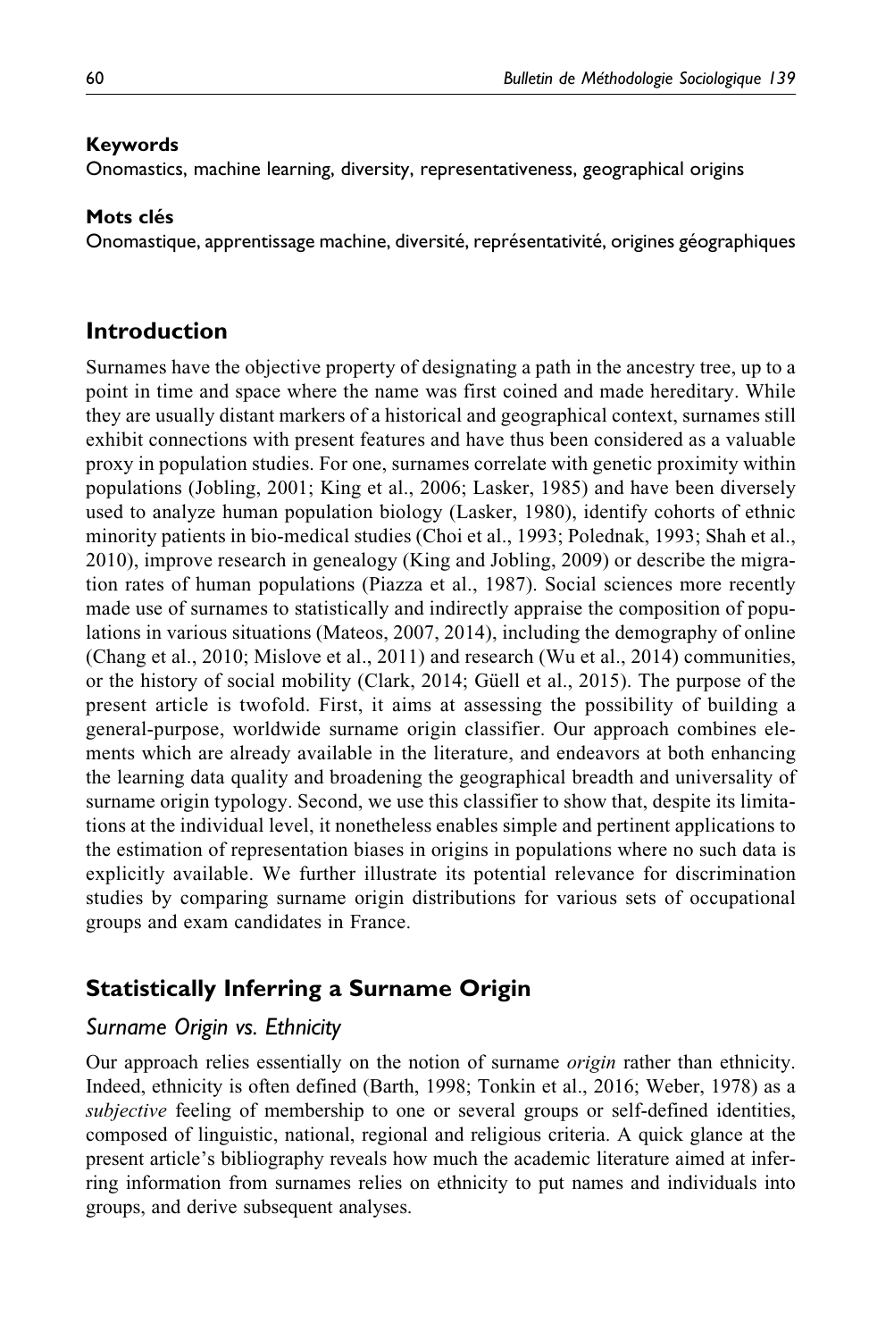**Keywords**
Onomastics, machine learning, diversity, representativeness, geographical origins

**Mots clés**
Onomastique, apprentissage machine, diversité, représentativité, origines géographiques

## Introduction

Surnames have the objective property of designating a path in the ancestry tree, up to a point in time and space where the name was first coined and made hereditary. While they are usually distant markers of a historical and geographical context, surnames still exhibit connections with present features and have thus been considered as a valuable proxy in population studies. For one, surnames correlate with genetic proximity within populations (Jobling, 2001; King et al., 2006; Lasker, 1985) and have been diversely used to analyze human population biology (Lasker, 1980), identify cohorts of ethnic minority patients in bio-medical studies (Choi et al., 1993; Polednak, 1993; Shah et al., 2010), improve research in genealogy (King and Jobling, 2009) or describe the migration rates of human populations (Piazza et al., 1987). Social sciences more recently made use of surnames to statistically and indirectly appraise the composition of populations in various situations (Mateos, 2007, 2014), including the demography of online (Chang et al., 2010; Mislove et al., 2011) and research (Wu et al., 2014) communities, or the history of social mobility (Clark, 2014; Güell et al., 2015). The purpose of the present article is twofold. First, it aims at assessing the possibility of building a general-purpose, worldwide surname origin classifier. Our approach combines elements which are already available in the literature, and endeavors at both enhancing the learning data quality and broadening the geographical breadth and universality of surname origin typology. Second, we use this classifier to show that, despite its limitations at the individual level, it nonetheless enables simple and pertinent applications to the estimation of representation biases in origins in populations where no such data is explicitly available. We further illustrate its potential relevance for discrimination studies by comparing surname origin distributions for various sets of occupational groups and exam candidates in France.

## Statistically Inferring a Surname Origin

### Surname Origin vs. Ethnicity

Our approach relies essentially on the notion of surname *origin* rather than ethnicity. Indeed, ethnicity is often defined (Barth, 1998; Tonkin et al., 2016; Weber, 1978) as a *subjective* feeling of membership to one or several groups or self-defined identities, composed of linguistic, national, regional and religious criteria. A quick glance at the present article's bibliography reveals how much the academic literature aimed at inferring information from surnames relies on ethnicity to put names and individuals into groups, and derive subsequent analyses.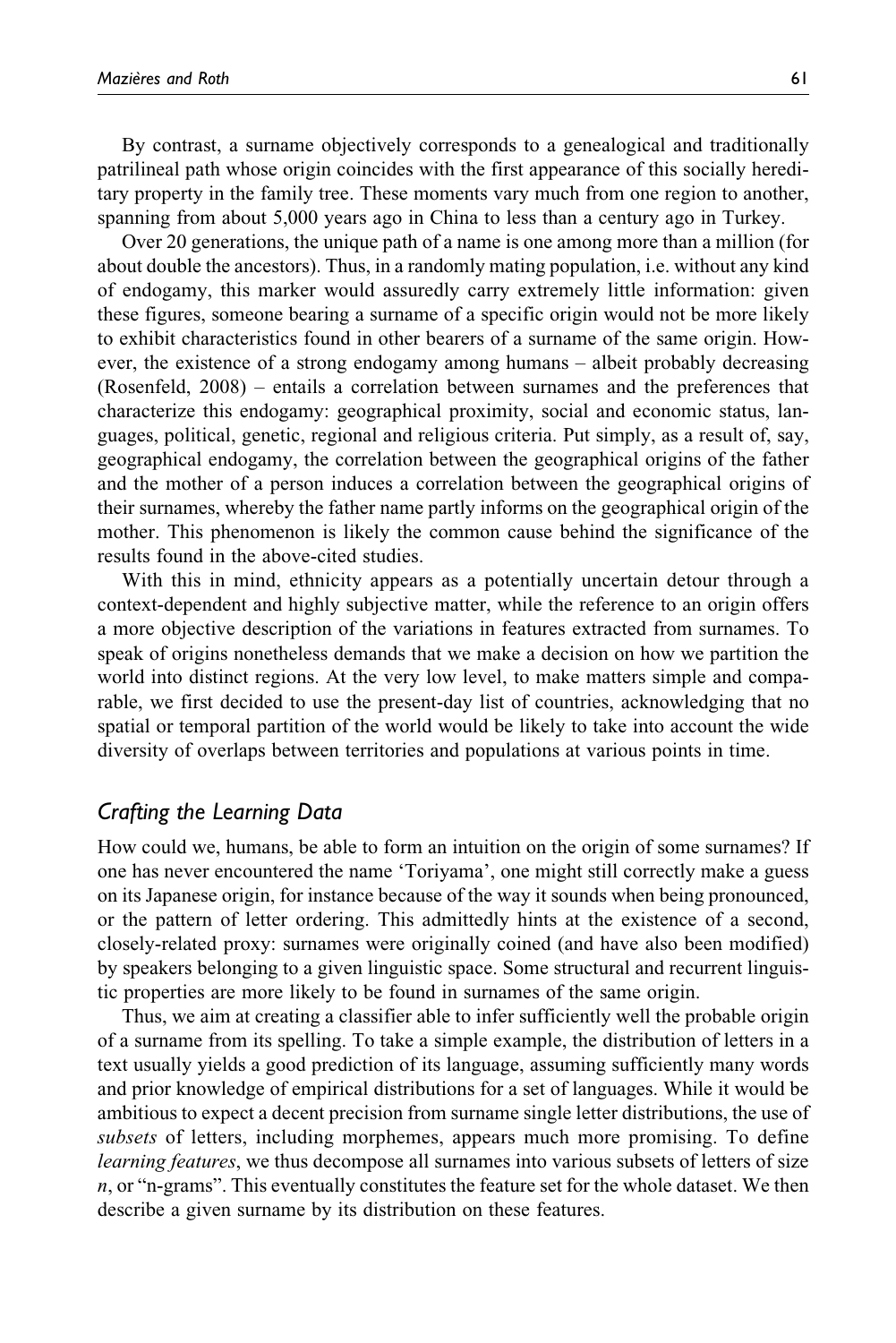By contrast, a surname objectively corresponds to a genealogical and traditionally patrilineal path whose origin coincides with the first appearance of this socially hereditary property in the family tree. These moments vary much from one region to another, spanning from about 5,000 years ago in China to less than a century ago in Turkey.

Over 20 generations, the unique path of a name is one among more than a million (for about double the ancestors). Thus, in a randomly mating population, i.e. without any kind of endogamy, this marker would assuredly carry extremely little information: given these figures, someone bearing a surname of a specific origin would not be more likely to exhibit characteristics found in other bearers of a surname of the same origin. However, the existence of a strong endogamy among humans – albeit probably decreasing (Rosenfeld, 2008) – entails a correlation between surnames and the preferences that characterize this endogamy: geographical proximity, social and economic status, languages, political, genetic, regional and religious criteria. Put simply, as a result of, say, geographical endogamy, the correlation between the geographical origins of the father and the mother of a person induces a correlation between the geographical origins of their surnames, whereby the father name partly informs on the geographical origin of the mother. This phenomenon is likely the common cause behind the significance of the results found in the above-cited studies.

With this in mind, ethnicity appears as a potentially uncertain detour through a context-dependent and highly subjective matter, while the reference to an origin offers a more objective description of the variations in features extracted from surnames. To speak of origins nonetheless demands that we make a decision on how we partition the world into distinct regions. At the very low level, to make matters simple and comparable, we first decided to use the present-day list of countries, acknowledging that no spatial or temporal partition of the world would be likely to take into account the wide diversity of overlaps between territories and populations at various points in time.

## Crafting the Learning Data

How could we, humans, be able to form an intuition on the origin of some surnames? If one has never encountered the name 'Toriyama', one might still correctly make a guess on its Japanese origin, for instance because of the way it sounds when being pronounced, or the pattern of letter ordering. This admittedly hints at the existence of a second, closely-related proxy: surnames were originally coined (and have also been modified) by speakers belonging to a given linguistic space. Some structural and recurrent linguistic properties are more likely to be found in surnames of the same origin.

Thus, we aim at creating a classifier able to infer sufficiently well the probable origin of a surname from its spelling. To take a simple example, the distribution of letters in a text usually yields a good prediction of its language, assuming sufficiently many words and prior knowledge of empirical distributions for a set of languages. While it would be ambitious to expect a decent precision from surname single letter distributions, the use of *subsets* of letters, including morphemes, appears much more promising. To define *learning features*, we thus decompose all surnames into various subsets of letters of size $n$, or "n-grams". This eventually constitutes the feature set for the whole dataset. We then describe a given surname by its distribution on these features.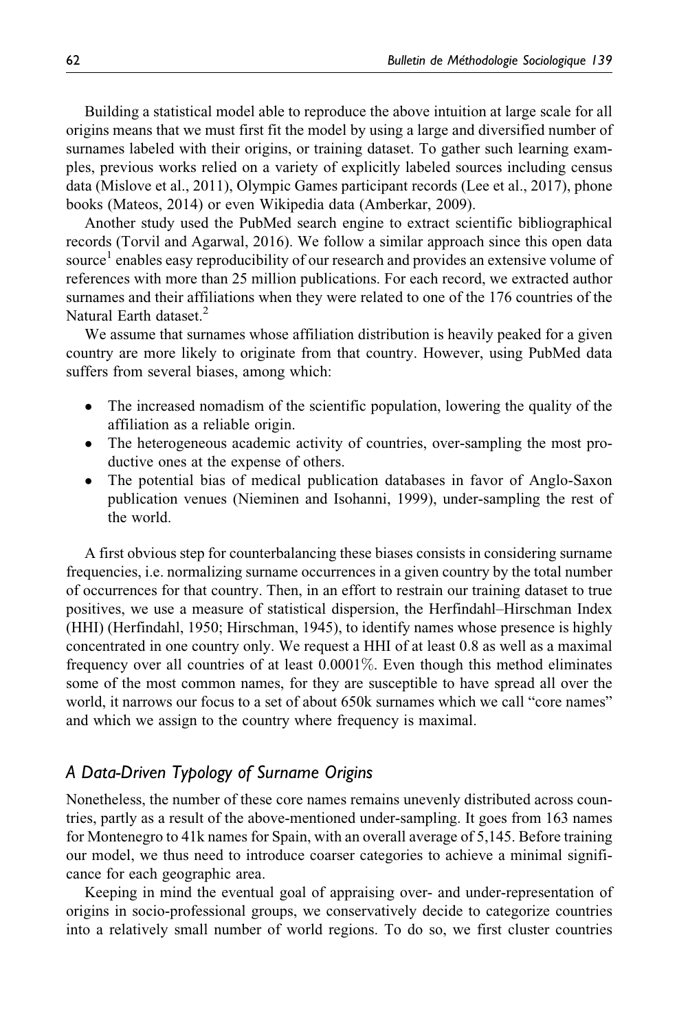Building a statistical model able to reproduce the above intuition at large scale for all origins means that we must first fit the model by using a large and diversified number of surnames labeled with their origins, or training dataset. To gather such learning examples, previous works relied on a variety of explicitly labeled sources including census data (Mislove et al., 2011), Olympic Games participant records (Lee et al., 2017), phone books (Mateos, 2014) or even Wikipedia data (Amberkar, 2009).

Another study used the PubMed search engine to extract scientific bibliographical records (Torvil and Agarwal, 2016). We follow a similar approach since this open data source[1] enables easy reproducibility of our research and provides an extensive volume of references with more than 25 million publications. For each record, we extracted author surnames and their affiliations when they were related to one of the 176 countries of the Natural Earth dataset.[2]

We assume that surnames whose affiliation distribution is heavily peaked for a given country are more likely to originate from that country. However, using PubMed data suffers from several biases, among which:

- The increased nomadism of the scientific population, lowering the quality of the affiliation as a reliable origin.
- The heterogeneous academic activity of countries, over-sampling the most productive ones at the expense of others.
- The potential bias of medical publication databases in favor of Anglo-Saxon publication venues (Nieminen and Isohanni, 1999), under-sampling the rest of the world.

A first obvious step for counterbalancing these biases consists in considering surname frequencies, i.e. normalizing surname occurrences in a given country by the total number of occurrences for that country. Then, in an effort to restrain our training dataset to true positives, we use a measure of statistical dispersion, the Herfindahl–Hirschman Index (HHI) (Herfindahl, 1950; Hirschman, 1945), to identify names whose presence is highly concentrated in one country only. We request a HHI of at least 0.8 as well as a maximal frequency over all countries of at least 0.0001%. Even though this method eliminates some of the most common names, for they are susceptible to have spread all over the world, it narrows our focus to a set of about 650k surnames which we call "core names" and which we assign to the country where frequency is maximal.

## *A Data-Driven Typology of Surname Origins*

Nonetheless, the number of these core names remains unevenly distributed across countries, partly as a result of the above-mentioned under-sampling. It goes from 163 names for Montenegro to 41k names for Spain, with an overall average of 5,145. Before training our model, we thus need to introduce coarser categories to achieve a minimal significance for each geographic area.

Keeping in mind the eventual goal of appraising over- and under-representation of origins in socio-professional groups, we conservatively decide to categorize countries into a relatively small number of world regions. To do so, we first cluster countries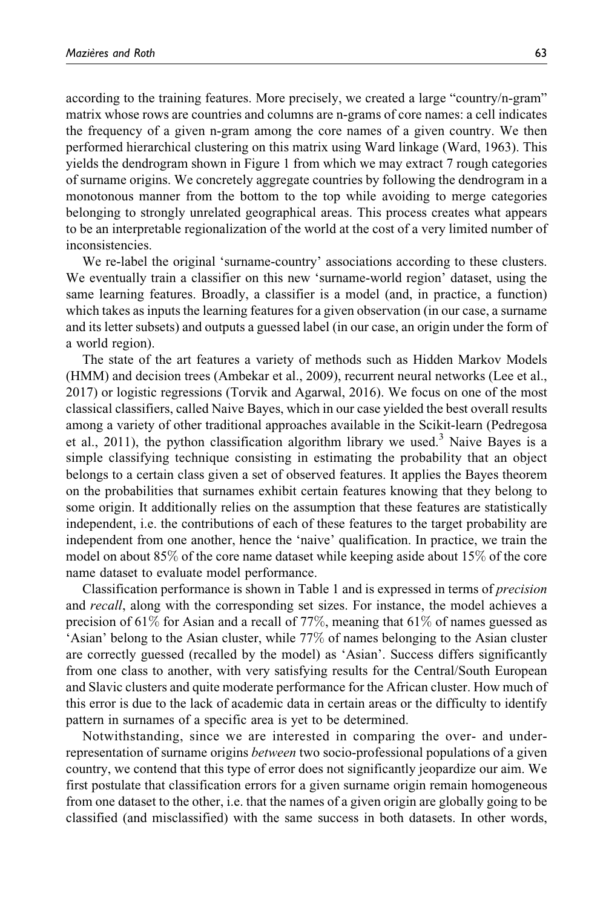according to the training features. More precisely, we created a large "country/n-gram" matrix whose rows are countries and columns are n-grams of core names: a cell indicates the frequency of a given n-gram among the core names of a given country. We then performed hierarchical clustering on this matrix using Ward linkage (Ward, 1963). This yields the dendrogram shown in Figure 1 from which we may extract 7 rough categories of surname origins. We concretely aggregate countries by following the dendrogram in a monotonous manner from the bottom to the top while avoiding to merge categories belonging to strongly unrelated geographical areas. This process creates what appears to be an interpretable regionalization of the world at the cost of a very limited number of inconsistencies.

We re-label the original 'surname-country' associations according to these clusters. We eventually train a classifier on this new 'surname-world region' dataset, using the same learning features. Broadly, a classifier is a model (and, in practice, a function) which takes as inputs the learning features for a given observation (in our case, a surname and its letter subsets) and outputs a guessed label (in our case, an origin under the form of a world region).

The state of the art features a variety of methods such as Hidden Markov Models (HMM) and decision trees (Ambekar et al., 2009), recurrent neural networks (Lee et al., 2017) or logistic regressions (Torvik and Agarwal, 2016). We focus on one of the most classical classifiers, called Naive Bayes, which in our case yielded the best overall results among a variety of other traditional approaches available in the Scikit-learn (Pedregosa et al., 2011), the python classification algorithm library we used.[3] Naive Bayes is a simple classifying technique consisting in estimating the probability that an object belongs to a certain class given a set of observed features. It applies the Bayes theorem on the probabilities that surnames exhibit certain features knowing that they belong to some origin. It additionally relies on the assumption that these features are statistically independent, i.e. the contributions of each of these features to the target probability are independent from one another, hence the 'naive' qualification. In practice, we train the model on about 85% of the core name dataset while keeping aside about 15% of the core name dataset to evaluate model performance.

Classification performance is shown in Table 1 and is expressed in terms of *precision* and *recall*, along with the corresponding set sizes. For instance, the model achieves a precision of 61% for Asian and a recall of 77%, meaning that 61% of names guessed as 'Asian' belong to the Asian cluster, while 77% of names belonging to the Asian cluster are correctly guessed (recalled by the model) as 'Asian'. Success differs significantly from one class to another, with very satisfying results for the Central/South European and Slavic clusters and quite moderate performance for the African cluster. How much of this error is due to the lack of academic data in certain areas or the difficulty to identify pattern in surnames of a specific area is yet to be determined.

Notwithstanding, since we are interested in comparing the over- and under-representation of surname origins *between* two socio-professional populations of a given country, we contend that this type of error does not significantly jeopardize our aim. We first postulate that classification errors for a given surname origin remain homogeneous from one dataset to the other, i.e. that the names of a given origin are globally going to be classified (and misclassified) with the same success in both datasets. In other words,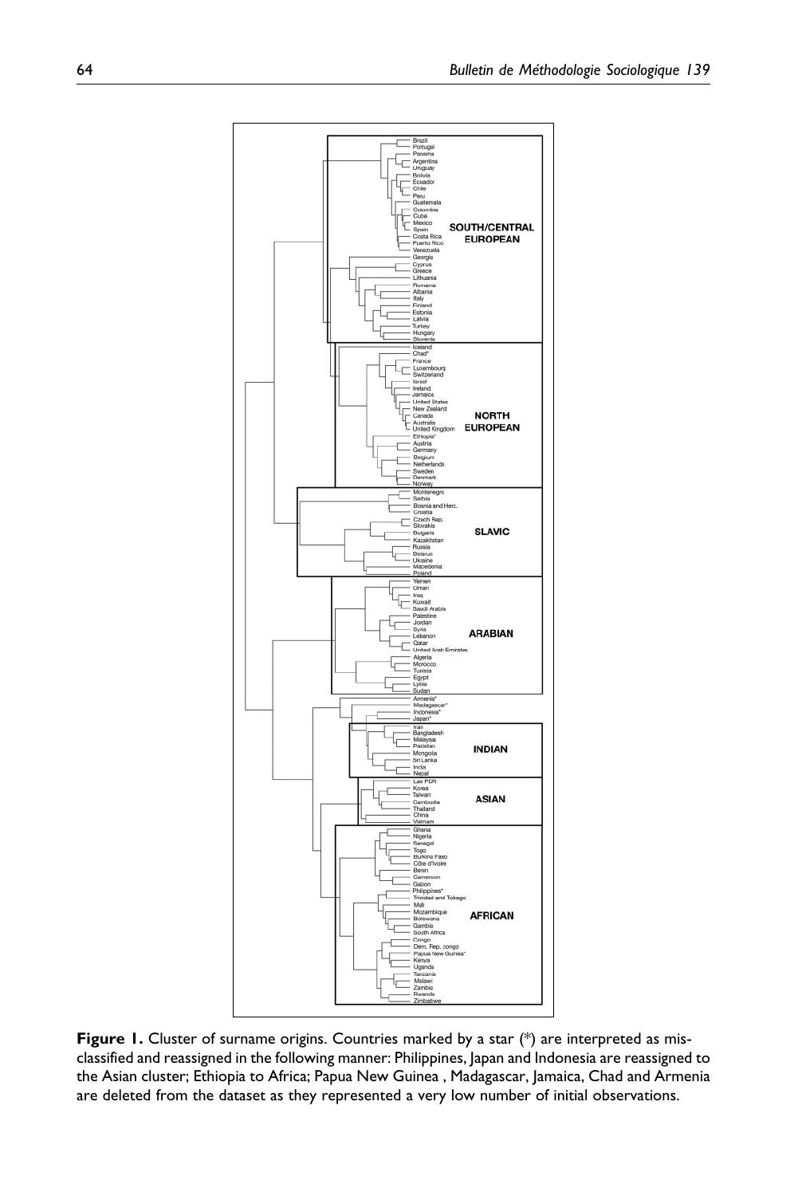**Figure 1.** Cluster of surname origins. Countries marked by a star (*) are interpreted as misclassified and reassigned in the following manner: Philippines, Japan and Indonesia are reassigned to the Asian cluster; Ethiopia to Africa; Papua New Guinea , Madagascar, Jamaica, Chad and Armenia are deleted from the dataset as they represented a very low number of initial observations.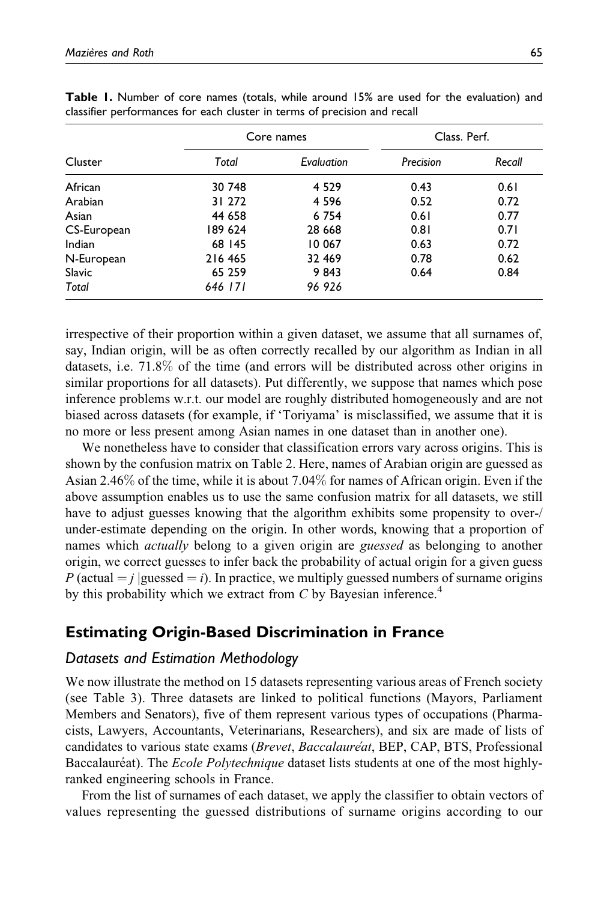**Table 1.** Number of core names (totals, while around 15% are used for the evaluation) and classifier performances for each cluster in terms of precision and recall

| Cluster | Core names | | Class. Perf. | |
|---|---|---|---|---|
| | *Total* | *Evaluation* | *Precision* | *Recall* |
| African | 30 748 | 4 529 | 0.43 | 0.61 |
| Arabian | 31 272 | 4 596 | 0.52 | 0.72 |
| Asian | 44 658 | 6 754 | 0.61 | 0.77 |
| CS-European | 189 624 | 28 668 | 0.81 | 0.71 |
| Indian | 68 145 | 10 067 | 0.63 | 0.72 |
| N-European | 216 465 | 32 469 | 0.78 | 0.62 |
| Slavic | 65 259 | 9 843 | 0.64 | 0.84 |
| *Total* | *646 171* | *96 926* | | |

irrespective of their proportion within a given dataset, we assume that all surnames of, say, Indian origin, will be as often correctly recalled by our algorithm as Indian in all datasets, i.e. 71.8% of the time (and errors will be distributed across other origins in similar proportions for all datasets). Put differently, we suppose that names which pose inference problems w.r.t. our model are roughly distributed homogeneously and are not biased across datasets (for example, if 'Toriyama' is misclassified, we assume that it is no more or less present among Asian names in one dataset than in another one).

We nonetheless have to consider that classification errors vary across origins. This is shown by the confusion matrix on Table 2. Here, names of Arabian origin are guessed as Asian 2.46% of the time, while it is about 7.04% for names of African origin. Even if the above assumption enables us to use the same confusion matrix for all datasets, we still have to adjust guesses knowing that the algorithm exhibits some propensity to over-/under-estimate depending on the origin. In other words, knowing that a proportion of names which *actually* belong to a given origin are *guessed* as belonging to another origin, we correct guesses to infer back the probability of actual origin for a given guess $P(\text{actual} = j \mid \text{guessed} = i)$. In practice, we multiply guessed numbers of surname origins by this probability which we extract from $C$ by Bayesian inference.[4]

## Estimating Origin-Based Discrimination in France

### Datasets and Estimation Methodology

We now illustrate the method on 15 datasets representing various areas of French society (see Table 3). Three datasets are linked to political functions (Mayors, Parliament Members and Senators), five of them represent various types of occupations (Pharmacists, Lawyers, Accountants, Veterinarians, Researchers), and six are made of lists of candidates to various state exams (*Brevet*, *Baccalauréat*, BEP, CAP, BTS, Professional Baccalauréat). The *Ecole Polytechnique* dataset lists students at one of the most highly-ranked engineering schools in France.

From the list of surnames of each dataset, we apply the classifier to obtain vectors of values representing the guessed distributions of surname origins according to our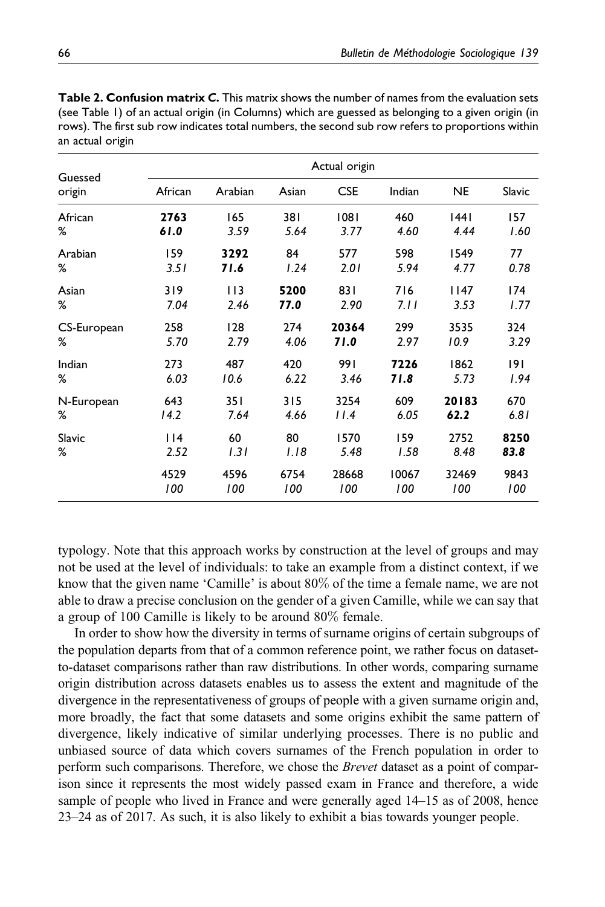**Table 2. Confusion matrix *C*.** This matrix shows the number of names from the evaluation sets (see Table 1) of an actual origin (in Columns) which are guessed as belonging to a given origin (in rows). The first sub row indicates total numbers, the second sub row refers to proportions within an actual origin

| Guessed origin | Actual origin | | | | | | |
|---|---|---|---|---|---|---|---|
| | African | Arabian | Asian | CSE | Indian | NE | Slavic |
| African | **2763** | 165 | 381 | 1081 | 460 | 1441 | 157 |
| % | ***61.0*** | *3.59* | *5.64* | *3.77* | *4.60* | *4.44* | *1.60* |
| Arabian | 159 | **3292** | 84 | 577 | 598 | 1549 | 77 |
| % | *3.51* | ***71.6*** | *1.24* | *2.01* | *5.94* | *4.77* | *0.78* |
| Asian | 319 | 113 | **5200** | 831 | 716 | 1147 | 174 |
| % | *7.04* | *2.46* | ***77.0*** | *2.90* | *7.11* | *3.53* | *1.77* |
| CS-European | 258 | 128 | 274 | **20364** | 299 | 3535 | 324 |
| % | *5.70* | *2.79* | *4.06* | ***71.0*** | *2.97* | *10.9* | *3.29* |
| Indian | 273 | 487 | 420 | 991 | **7226** | 1862 | 191 |
| % | *6.03* | *10.6* | *6.22* | *3.46* | ***71.8*** | *5.73* | *1.94* |
| N-European | 643 | 351 | 315 | 3254 | 609 | **20183** | 670 |
| % | *14.2* | *7.64* | *4.66* | *11.4* | *6.05* | ***62.2*** | *6.81* |
| Slavic | 114 | 60 | 80 | 1570 | 159 | 2752 | **8250** |
| % | *2.52* | *1.31* | *1.18* | *5.48* | *1.58* | *8.48* | ***83.8*** |
| | 4529 | 4596 | 6754 | 28668 | 10067 | 32469 | 9843 |
| | *100* | *100* | *100* | *100* | *100* | *100* | *100* |

typology. Note that this approach works by construction at the level of groups and may not be used at the level of individuals: to take an example from a distinct context, if we know that the given name 'Camille' is about 80% of the time a female name, we are not able to draw a precise conclusion on the gender of a given Camille, while we can say that a group of 100 Camille is likely to be around 80% female.

In order to show how the diversity in terms of surname origins of certain subgroups of the population departs from that of a common reference point, we rather focus on dataset-to-dataset comparisons rather than raw distributions. In other words, comparing surname origin distribution across datasets enables us to assess the extent and magnitude of the divergence in the representativeness of groups of people with a given surname origin and, more broadly, the fact that some datasets and some origins exhibit the same pattern of divergence, likely indicative of similar underlying processes. There is no public and unbiased source of data which covers surnames of the French population in order to perform such comparisons. Therefore, we chose the *Brevet* dataset as a point of comparison since it represents the most widely passed exam in France and therefore, a wide sample of people who lived in France and were generally aged 14–15 as of 2008, hence 23–24 as of 2017. As such, it is also likely to exhibit a bias towards younger people.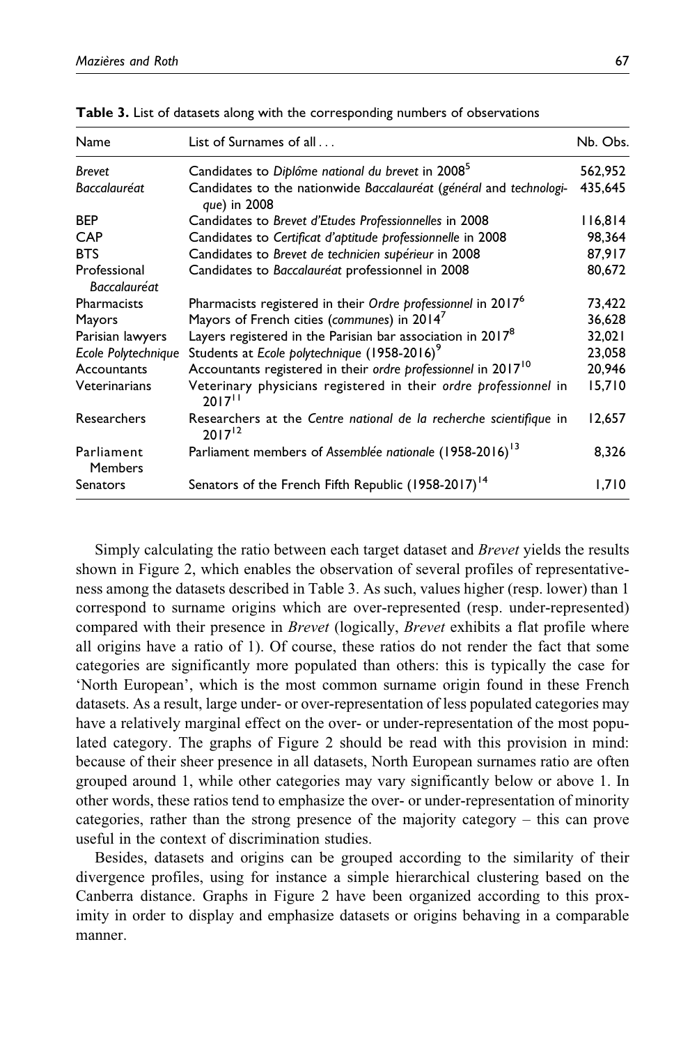**Table 3.** List of datasets along with the corresponding numbers of observations

| Name | List of Surnames of all ... | Nb. Obs. |
| --- | --- | --- |
| *Brevet* | Candidates to *Diplôme national du brevet* in 2008[5] | 562,952 |
| *Baccalauréat* | Candidates to the nationwide *Baccalauréat* (*général* and *technologique*) in 2008 | 435,645 |
| BEP | Candidates to *Brevet d'Etudes Professionnelles* in 2008 | 116,814 |
| CAP | Candidates to *Certificat d'aptitude professionnelle* in 2008 | 98,364 |
| BTS | Candidates to *Brevet de technicien supérieur* in 2008 | 87,917 |
| Professional *Baccalauréat* | Candidates to *Baccalauréat* professionnel in 2008 | 80,672 |
| Pharmacists | Pharmacists registered in their *Ordre professionnel* in 2017[6] | 73,422 |
| Mayors | Mayors of French cities (*communes*) in 2014[7] | 36,628 |
| Parisian lawyers | Layers registered in the Parisian bar association in 2017[8] | 32,021 |
| *Ecole Polytechnique* | Students at *Ecole polytechnique* (1958-2016)[9] | 23,058 |
| Accountants | Accountants registered in their *ordre professionnel* in 2017[10] | 20,946 |
| Veterinarians | Veterinary physicians registered in their *ordre professionnel* in 2017[11] | 15,710 |
| Researchers | Researchers at the *Centre national de la recherche scientifique* in 2017[12] | 12,657 |
| Parliament Members | Parliament members of *Assemblée nationale* (1958-2016)[13] | 8,326 |
| Senators | Senators of the French Fifth Republic (1958-2017)[14] | 1,710 |

Simply calculating the ratio between each target dataset and *Brevet* yields the results shown in Figure 2, which enables the observation of several profiles of representativeness among the datasets described in Table 3. As such, values higher (resp. lower) than 1 correspond to surname origins which are over-represented (resp. under-represented) compared with their presence in *Brevet* (logically, *Brevet* exhibits a flat profile where all origins have a ratio of 1). Of course, these ratios do not render the fact that some categories are significantly more populated than others: this is typically the case for 'North European', which is the most common surname origin found in these French datasets. As a result, large under- or over-representation of less populated categories may have a relatively marginal effect on the over- or under-representation of the most populated category. The graphs of Figure 2 should be read with this provision in mind: because of their sheer presence in all datasets, North European surnames ratio are often grouped around 1, while other categories may vary significantly below or above 1. In other words, these ratios tend to emphasize the over- or under-representation of minority categories, rather than the strong presence of the majority category – this can prove useful in the context of discrimination studies.

Besides, datasets and origins can be grouped according to the similarity of their divergence profiles, using for instance a simple hierarchical clustering based on the Canberra distance. Graphs in Figure 2 have been organized according to this proximity in order to display and emphasize datasets or origins behaving in a comparable manner.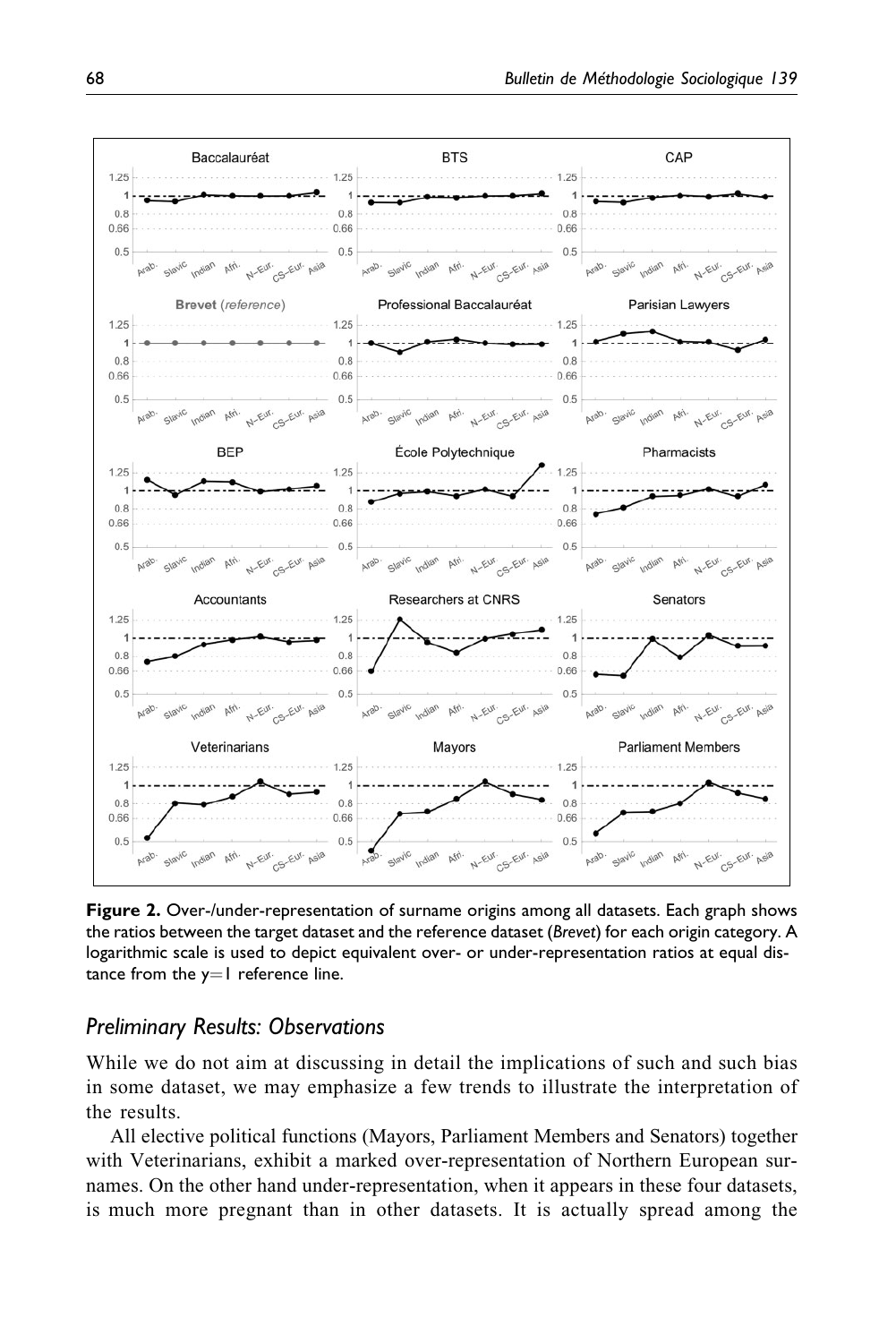**Figure 2.** Over-/under-representation of surname origins among all datasets. Each graph shows the ratios between the target dataset and the reference dataset (*Brevet*) for each origin category. A logarithmic scale is used to depict equivalent over- or under-representation ratios at equal distance from the y=1 reference line.

## *Preliminary Results: Observations*

While we do not aim at discussing in detail the implications of such and such bias in some dataset, we may emphasize a few trends to illustrate the interpretation of the results.

All elective political functions (Mayors, Parliament Members and Senators) together with Veterinarians, exhibit a marked over-representation of Northern European surnames. On the other hand under-representation, when it appears in these four datasets, is much more pregnant than in other datasets. It is actually spread among the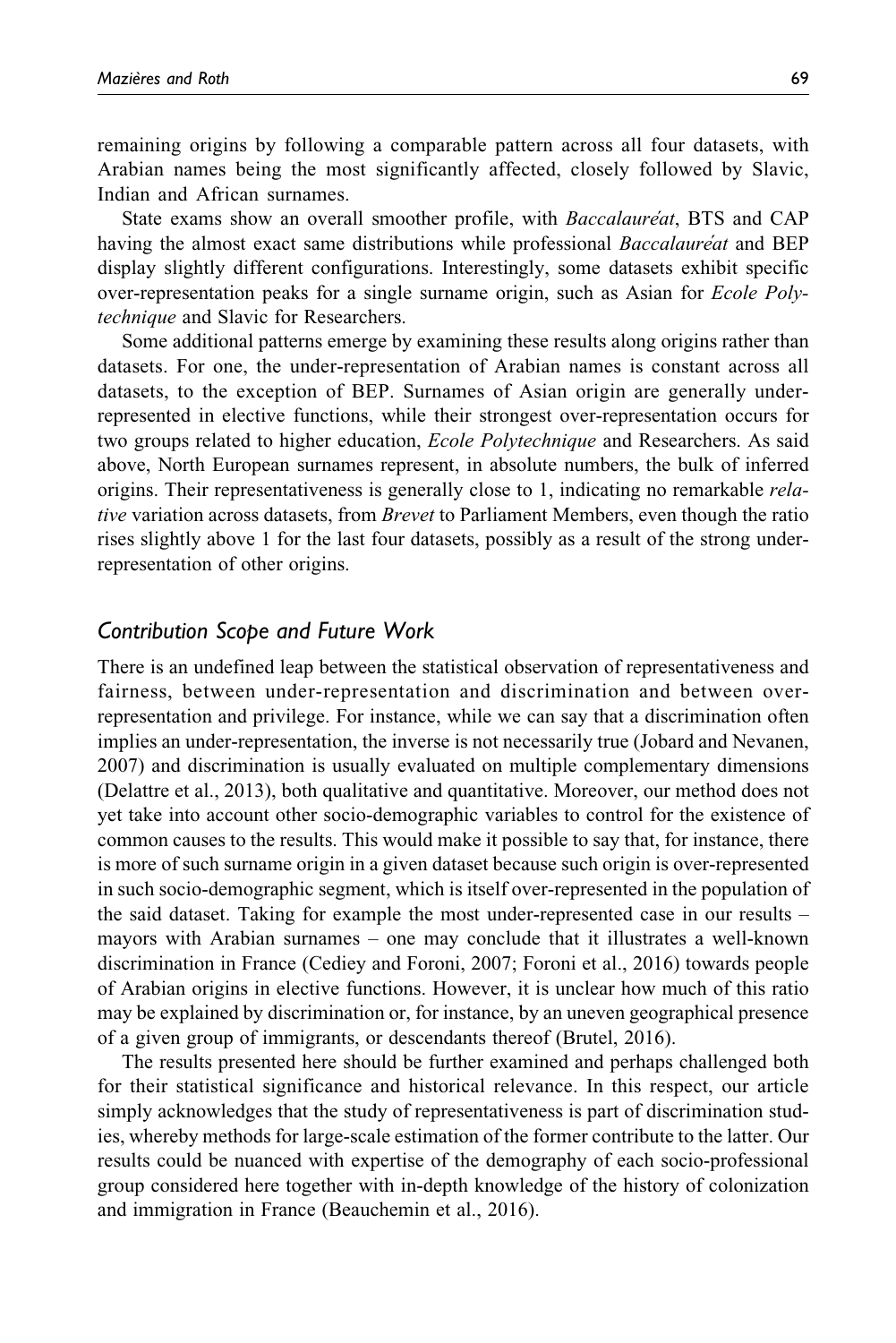remaining origins by following a comparable pattern across all four datasets, with Arabian names being the most significantly affected, closely followed by Slavic, Indian and African surnames.

State exams show an overall smoother profile, with *Baccalauréat*, BTS and CAP having the almost exact same distributions while professional *Baccalauréat* and BEP display slightly different configurations. Interestingly, some datasets exhibit specific over-representation peaks for a single surname origin, such as Asian for *Ecole Polytechnique* and Slavic for Researchers.

Some additional patterns emerge by examining these results along origins rather than datasets. For one, the under-representation of Arabian names is constant across all datasets, to the exception of BEP. Surnames of Asian origin are generally under-represented in elective functions, while their strongest over-representation occurs for two groups related to higher education, *Ecole Polytechnique* and Researchers. As said above, North European surnames represent, in absolute numbers, the bulk of inferred origins. Their representativeness is generally close to 1, indicating no remarkable *relative* variation across datasets, from *Brevet* to Parliament Members, even though the ratio rises slightly above 1 for the last four datasets, possibly as a result of the strong under-representation of other origins.

## Contribution Scope and Future Work

There is an undefined leap between the statistical observation of representativeness and fairness, between under-representation and discrimination and between over-representation and privilege. For instance, while we can say that a discrimination often implies an under-representation, the inverse is not necessarily true (Jobard and Nevanen, 2007) and discrimination is usually evaluated on multiple complementary dimensions (Delattre et al., 2013), both qualitative and quantitative. Moreover, our method does not yet take into account other socio-demographic variables to control for the existence of common causes to the results. This would make it possible to say that, for instance, there is more of such surname origin in a given dataset because such origin is over-represented in such socio-demographic segment, which is itself over-represented in the population of the said dataset. Taking for example the most under-represented case in our results – mayors with Arabian surnames – one may conclude that it illustrates a well-known discrimination in France (Cediey and Foroni, 2007; Foroni et al., 2016) towards people of Arabian origins in elective functions. However, it is unclear how much of this ratio may be explained by discrimination or, for instance, by an uneven geographical presence of a given group of immigrants, or descendants thereof (Brutel, 2016).

The results presented here should be further examined and perhaps challenged both for their statistical significance and historical relevance. In this respect, our article simply acknowledges that the study of representativeness is part of discrimination studies, whereby methods for large-scale estimation of the former contribute to the latter. Our results could be nuanced with expertise of the demography of each socio-professional group considered here together with in-depth knowledge of the history of colonization and immigration in France (Beauchemin et al., 2016).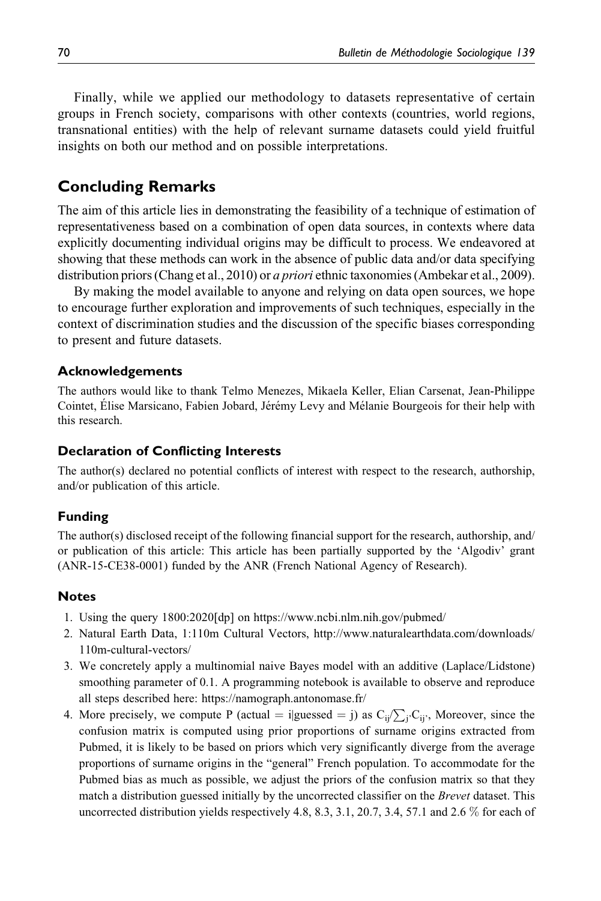Finally, while we applied our methodology to datasets representative of certain groups in French society, comparisons with other contexts (countries, world regions, transnational entities) with the help of relevant surname datasets could yield fruitful insights on both our method and on possible interpretations.

## Concluding Remarks

The aim of this article lies in demonstrating the feasibility of a technique of estimation of representativeness based on a combination of open data sources, in contexts where data explicitly documenting individual origins may be difficult to process. We endeavored at showing that these methods can work in the absence of public data and/or data specifying distribution priors (Chang et al., 2010) or *a priori* ethnic taxonomies (Ambekar et al., 2009).

By making the model available to anyone and relying on data open sources, we hope to encourage further exploration and improvements of such techniques, especially in the context of discrimination studies and the discussion of the specific biases corresponding to present and future datasets.

### Acknowledgements

The authors would like to thank Telmo Menezes, Mikaela Keller, Elian Carsenat, Jean-Philippe Cointet, Élise Marsicano, Fabien Jobard, Jérémy Levy and Mélanie Bourgeois for their help with this research.

### Declaration of Conflicting Interests

The author(s) declared no potential conflicts of interest with respect to the research, authorship, and/or publication of this article.

### Funding

The author(s) disclosed receipt of the following financial support for the research, authorship, and/or publication of this article: This article has been partially supported by the 'Algodiv' grant (ANR-15-CE38-0001) funded by the ANR (French National Agency of Research).

### Notes

1. Using the query 1800:2020[dp] on https://www.ncbi.nlm.nih.gov/pubmed/
2. Natural Earth Data, 1:110m Cultural Vectors, http://www.naturalearthdata.com/downloads/110m-cultural-vectors/
3. We concretely apply a multinomial naive Bayes model with an additive (Laplace/Lidstone) smoothing parameter of 0.1. A programming notebook is available to observe and reproduce all steps described here: https://namograph.antonomase.fr/
4. More precisely, we compute P (actual = i|guessed = j) as $C_{ij}/\sum_{j'} C_{ij'}$, Moreover, since the confusion matrix is computed using prior proportions of surname origins extracted from Pubmed, it is likely to be based on priors which very significantly diverge from the average proportions of surname origins in the "general" French population. To accommodate for the Pubmed bias as much as possible, we adjust the priors of the confusion matrix so that they match a distribution guessed initially by the uncorrected classifier on the *Brevet* dataset. This uncorrected distribution yields respectively 4.8, 8.3, 3.1, 20.7, 3.4, 57.1 and 2.6 % for each of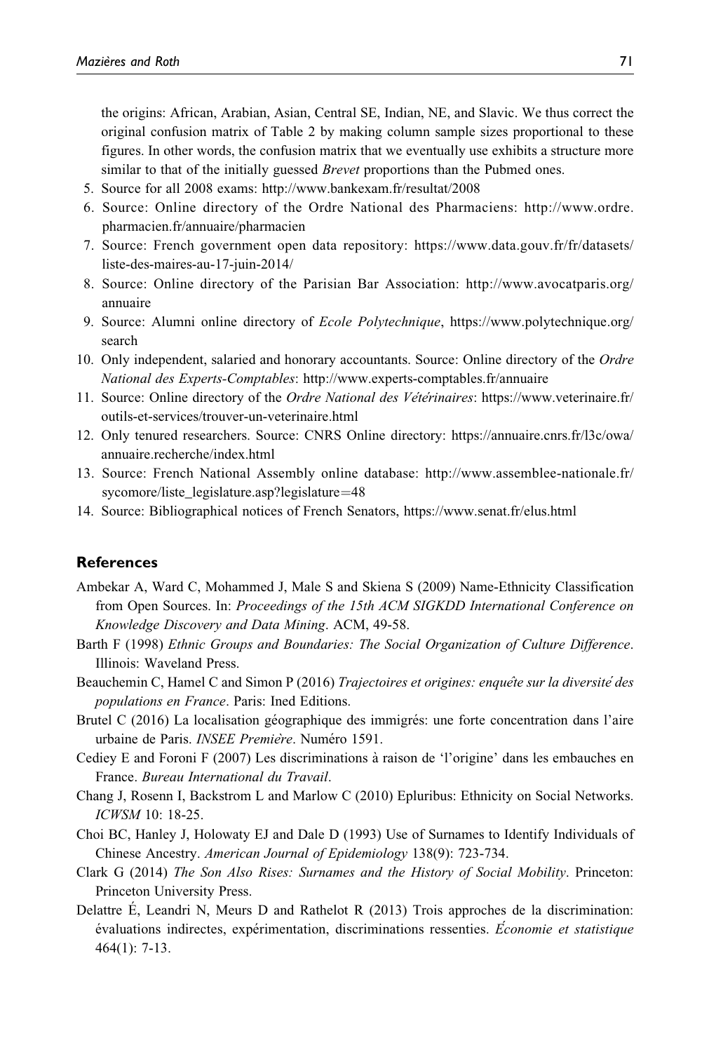the origins: African, Arabian, Asian, Central SE, Indian, NE, and Slavic. We thus correct the original confusion matrix of Table 2 by making column sample sizes proportional to these figures. In other words, the confusion matrix that we eventually use exhibits a structure more similar to that of the initially guessed *Brevet* proportions than the Pubmed ones.

5. Source for all 2008 exams: http://www.bankexam.fr/resultat/2008
6. Source: Online directory of the Ordre National des Pharmaciens: http://www.ordre.pharmacien.fr/annuaire/pharmacien
7. Source: French government open data repository: https://www.data.gouv.fr/fr/datasets/liste-des-maires-au-17-juin-2014/
8. Source: Online directory of the Parisian Bar Association: http://www.avocatparis.org/annuaire
9. Source: Alumni online directory of *Ecole Polytechnique*, https://www.polytechnique.org/search
10. Only independent, salaried and honorary accountants. Source: Online directory of the *Ordre National des Experts-Comptables*: http://www.experts-comptables.fr/annuaire
11. Source: Online directory of the *Ordre National des Vétérinaires*: https://www.veterinaire.fr/outils-et-services/trouver-un-veterinaire.html
12. Only tenured researchers. Source: CNRS Online directory: https://annuaire.cnrs.fr/l3c/owa/annuaire.recherche/index.html
13. Source: French National Assembly online database: http://www.assemblee-nationale.fr/sycomore/liste_legislature.asp?legislature=48
14. Source: Bibliographical notices of French Senators, https://www.senat.fr/elus.html

## References

Ambekar A, Ward C, Mohammed J, Male S and Skiena S (2009) Name-Ethnicity Classification from Open Sources. In: *Proceedings of the 15th ACM SIGKDD International Conference on Knowledge Discovery and Data Mining*. ACM, 49-58.

Barth F (1998) *Ethnic Groups and Boundaries: The Social Organization of Culture Difference*. Illinois: Waveland Press.

Beauchemin C, Hamel C and Simon P (2016) *Trajectoires et origines: enquête sur la diversité des populations en France*. Paris: Ined Editions.

Brutel C (2016) La localisation géographique des immigrés: une forte concentration dans l'aire urbaine de Paris. *INSEE Première*. Numéro 1591.

Cediey E and Foroni F (2007) Les discriminations à raison de 'l'origine' dans les embauches en France. *Bureau International du Travail*.

Chang J, Rosenn I, Backstrom L and Marlow C (2010) Epluribus: Ethnicity on Social Networks. *ICWSM* 10: 18-25.

Choi BC, Hanley J, Holowaty EJ and Dale D (1993) Use of Surnames to Identify Individuals of Chinese Ancestry. *American Journal of Epidemiology* 138(9): 723-734.

Clark G (2014) *The Son Also Rises: Surnames and the History of Social Mobility*. Princeton: Princeton University Press.

Delattre É, Leandri N, Meurs D and Rathelot R (2013) Trois approches de la discrimination: évaluations indirectes, expérimentation, discriminations ressenties. *Économie et statistique* 464(1): 7-13.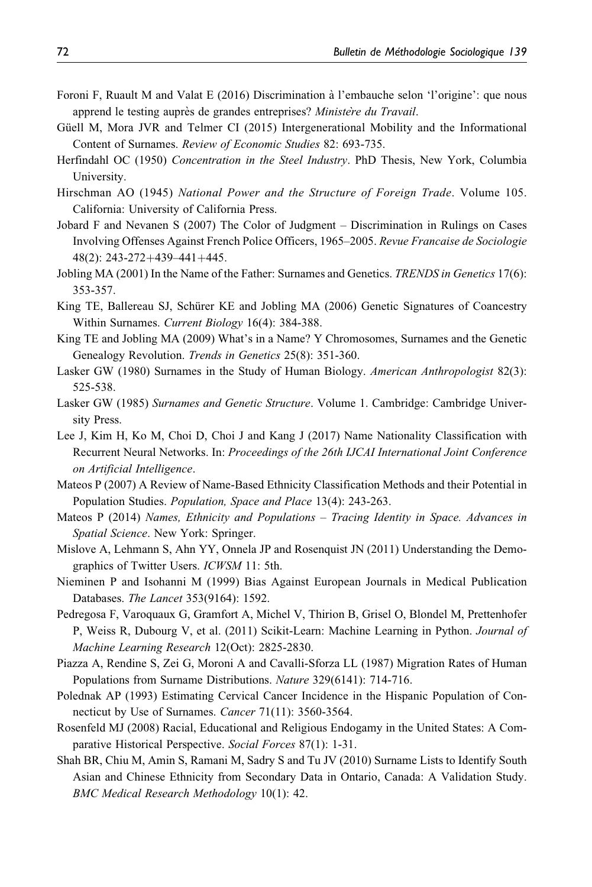Foroni F, Ruault M and Valat E (2016) Discrimination à l'embauche selon 'l'origine': que nous apprend le testing auprès de grandes entreprises? *Ministère du Travail*.

Güell M, Mora JVR and Telmer CI (2015) Intergenerational Mobility and the Informational Content of Surnames. *Review of Economic Studies* 82: 693-735.

Herfindahl OC (1950) *Concentration in the Steel Industry*. PhD Thesis, New York, Columbia University.

Hirschman AO (1945) *National Power and the Structure of Foreign Trade*. Volume 105. California: University of California Press.

Jobard F and Nevanen S (2007) The Color of Judgment – Discrimination in Rulings on Cases Involving Offenses Against French Police Officers, 1965–2005. *Revue Francaise de Sociologie* 48(2): 243-272+439–441+445.

Jobling MA (2001) In the Name of the Father: Surnames and Genetics. *TRENDS in Genetics* 17(6): 353-357.

King TE, Ballereau SJ, Schürer KE and Jobling MA (2006) Genetic Signatures of Coancestry Within Surnames. *Current Biology* 16(4): 384-388.

King TE and Jobling MA (2009) What's in a Name? Y Chromosomes, Surnames and the Genetic Genealogy Revolution. *Trends in Genetics* 25(8): 351-360.

Lasker GW (1980) Surnames in the Study of Human Biology. *American Anthropologist* 82(3): 525-538.

Lasker GW (1985) *Surnames and Genetic Structure*. Volume 1. Cambridge: Cambridge University Press.

Lee J, Kim H, Ko M, Choi D, Choi J and Kang J (2017) Name Nationality Classification with Recurrent Neural Networks. In: *Proceedings of the 26th IJCAI International Joint Conference on Artificial Intelligence*.

Mateos P (2007) A Review of Name-Based Ethnicity Classification Methods and their Potential in Population Studies. *Population, Space and Place* 13(4): 243-263.

Mateos P (2014) *Names, Ethnicity and Populations – Tracing Identity in Space. Advances in Spatial Science*. New York: Springer.

Mislove A, Lehmann S, Ahn YY, Onnela JP and Rosenquist JN (2011) Understanding the Demographics of Twitter Users. *ICWSM* 11: 5th.

Nieminen P and Isohanni M (1999) Bias Against European Journals in Medical Publication Databases. *The Lancet* 353(9164): 1592.

Pedregosa F, Varoquaux G, Gramfort A, Michel V, Thirion B, Grisel O, Blondel M, Prettenhofer P, Weiss R, Dubourg V, et al. (2011) Scikit-Learn: Machine Learning in Python. *Journal of Machine Learning Research* 12(Oct): 2825-2830.

Piazza A, Rendine S, Zei G, Moroni A and Cavalli-Sforza LL (1987) Migration Rates of Human Populations from Surname Distributions. *Nature* 329(6141): 714-716.

Polednak AP (1993) Estimating Cervical Cancer Incidence in the Hispanic Population of Connecticut by Use of Surnames. *Cancer* 71(11): 3560-3564.

Rosenfeld MJ (2008) Racial, Educational and Religious Endogamy in the United States: A Comparative Historical Perspective. *Social Forces* 87(1): 1-31.

Shah BR, Chiu M, Amin S, Ramani M, Sadry S and Tu JV (2010) Surname Lists to Identify South Asian and Chinese Ethnicity from Secondary Data in Ontario, Canada: A Validation Study. *BMC Medical Research Methodology* 10(1): 42.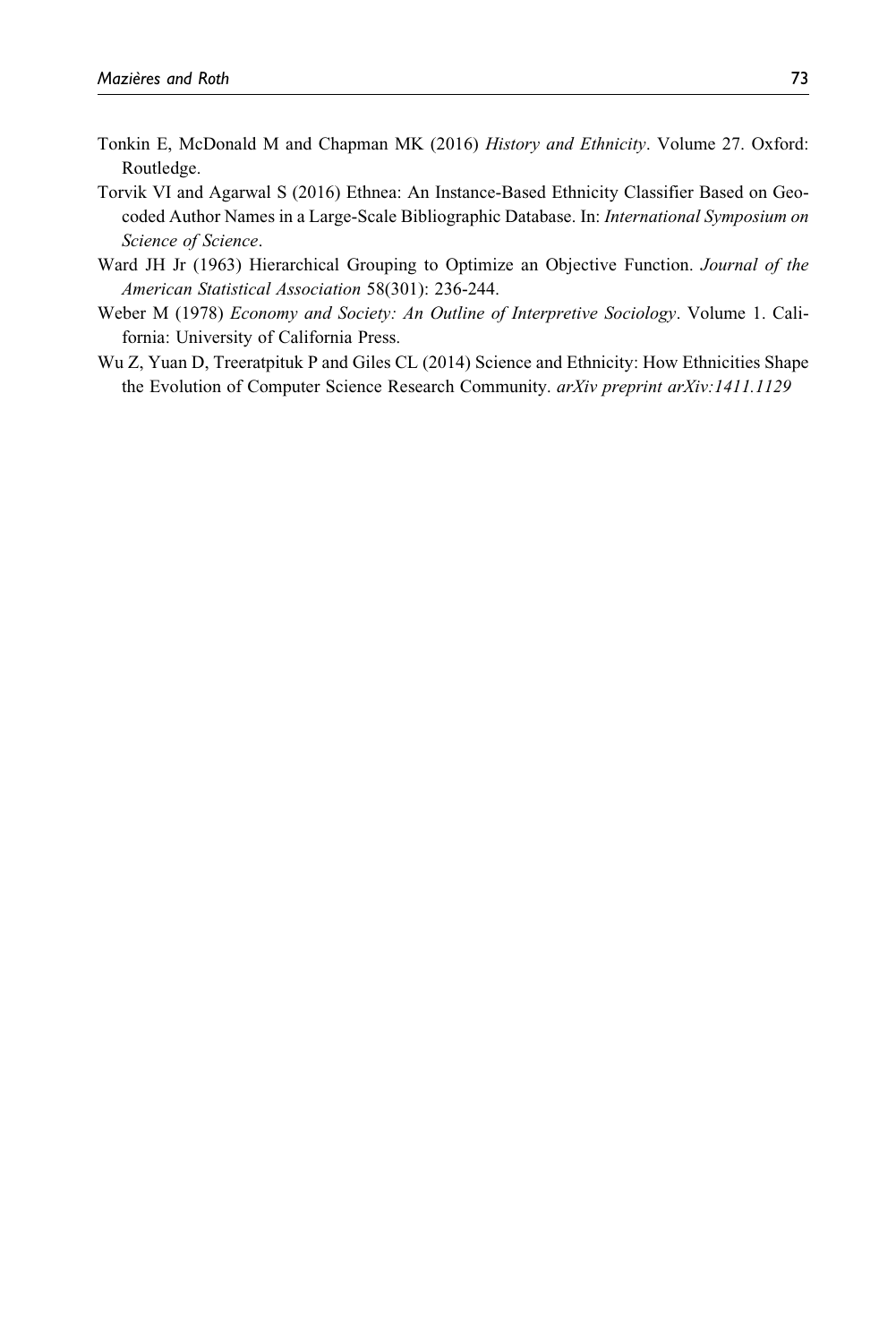Tonkin E, McDonald M and Chapman MK (2016) *History and Ethnicity*. Volume 27. Oxford: Routledge.

Torvik VI and Agarwal S (2016) Ethnea: An Instance-Based Ethnicity Classifier Based on Geo-coded Author Names in a Large-Scale Bibliographic Database. In: *International Symposium on Science of Science*.

Ward JH Jr (1963) Hierarchical Grouping to Optimize an Objective Function. *Journal of the American Statistical Association* 58(301): 236-244.

Weber M (1978) *Economy and Society: An Outline of Interpretive Sociology*. Volume 1. California: University of California Press.

Wu Z, Yuan D, Treeratpituk P and Giles CL (2014) Science and Ethnicity: How Ethnicities Shape the Evolution of Computer Science Research Community. *arXiv preprint arXiv:1411.1129*